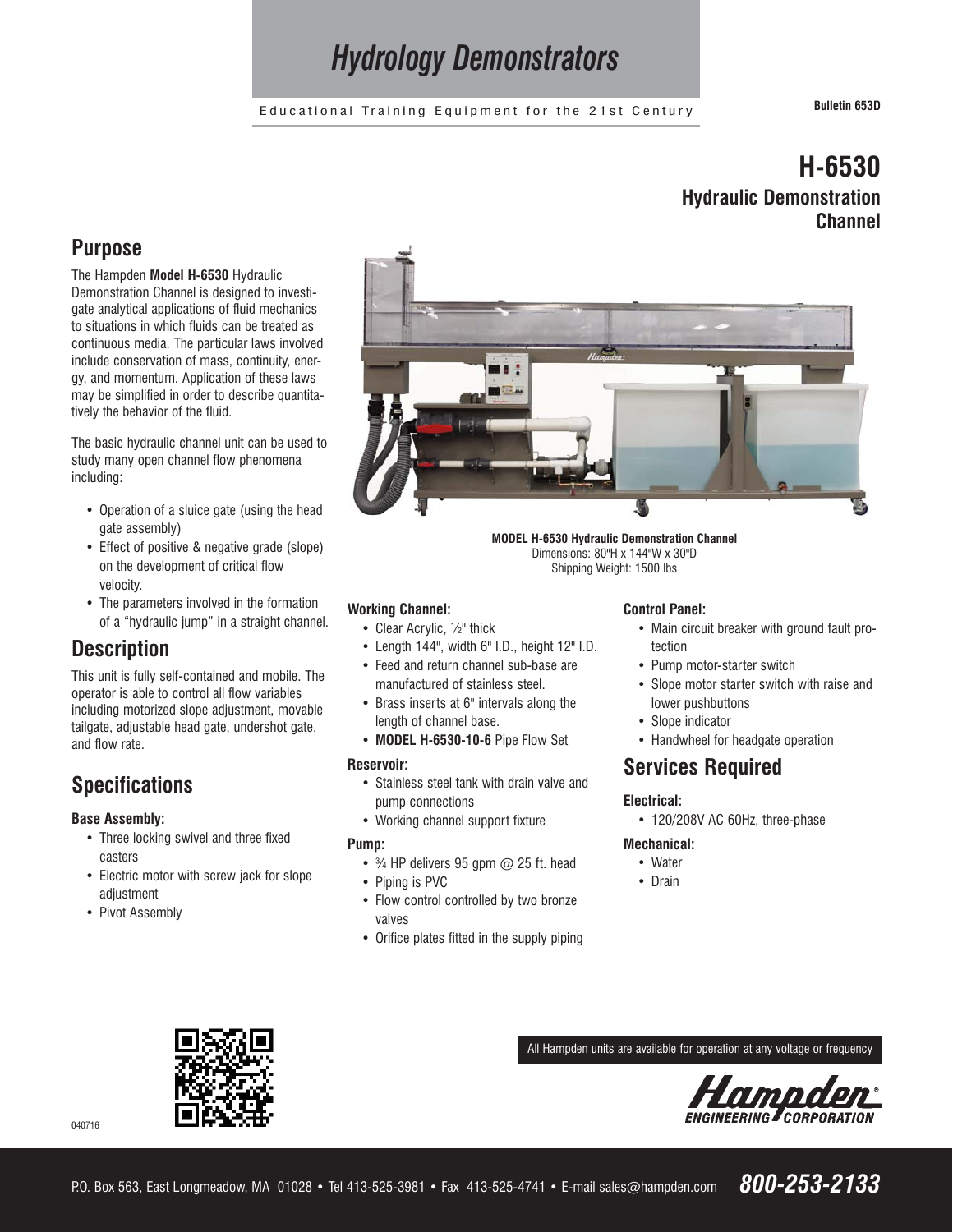# Hydrology Demonstrators

Educational Training Equipment for the 21st Century

Bulletin 653D

# H-6530
## Hydraulic Demonstration Channel

## Purpose

The Hampden **Model H-6530** Hydraulic Demonstration Channel is designed to investigate analytical applications of fluid mechanics to situations in which fluids can be treated as continuous media. The particular laws involved include conservation of mass, continuity, energy, and momentum. Application of these laws may be simplified in order to describe quantitatively the behavior of the fluid.

The basic hydraulic channel unit can be used to study many open channel flow phenomena including:

- Operation of a sluice gate (using the head gate assembly)
- Effect of positive & negative grade (slope) on the development of critical flow velocity.
- The parameters involved in the formation of a "hydraulic jump" in a straight channel.

## Description

This unit is fully self-contained and mobile. The operator is able to control all flow variables including motorized slope adjustment, movable tailgate, adjustable head gate, undershot gate, and flow rate.

**MODEL H-6530 Hydraulic Demonstration Channel**
Dimensions: 80"H x 144"W x 30"D
Shipping Weight: 1500 lbs

## Specifications

### Base Assembly:

- Three locking swivel and three fixed casters
- Electric motor with screw jack for slope adjustment
- Pivot Assembly

### Working Channel:

- Clear Acrylic, ½" thick
- Length 144", width 6" I.D., height 12" I.D.
- Feed and return channel sub-base are manufactured of stainless steel.
- Brass inserts at 6" intervals along the length of channel base.
- **MODEL H-6530-10-6** Pipe Flow Set

### Reservoir:

- Stainless steel tank with drain valve and pump connections
- Working channel support fixture

### Pump:

- ¾ HP delivers 95 gpm @ 25 ft. head
- Piping is PVC
- Flow control controlled by two bronze valves
- Orifice plates fitted in the supply piping

### Control Panel:

- Main circuit breaker with ground fault protection
- Pump motor-starter switch
- Slope motor starter switch with raise and lower pushbuttons
- Slope indicator
- Handwheel for headgate operation

## Services Required

### Electrical:

- 120/208V AC 60Hz, three-phase

### Mechanical:

- Water
- Drain

040716

All Hampden units are available for operation at any voltage or frequency

Hampden ENGINEERING CORPORATION

P.O. Box 563, East Longmeadow, MA 01028 • Tel 413-525-3981 • Fax 413-525-4741 • E-mail sales@hampden.com **800-253-2133**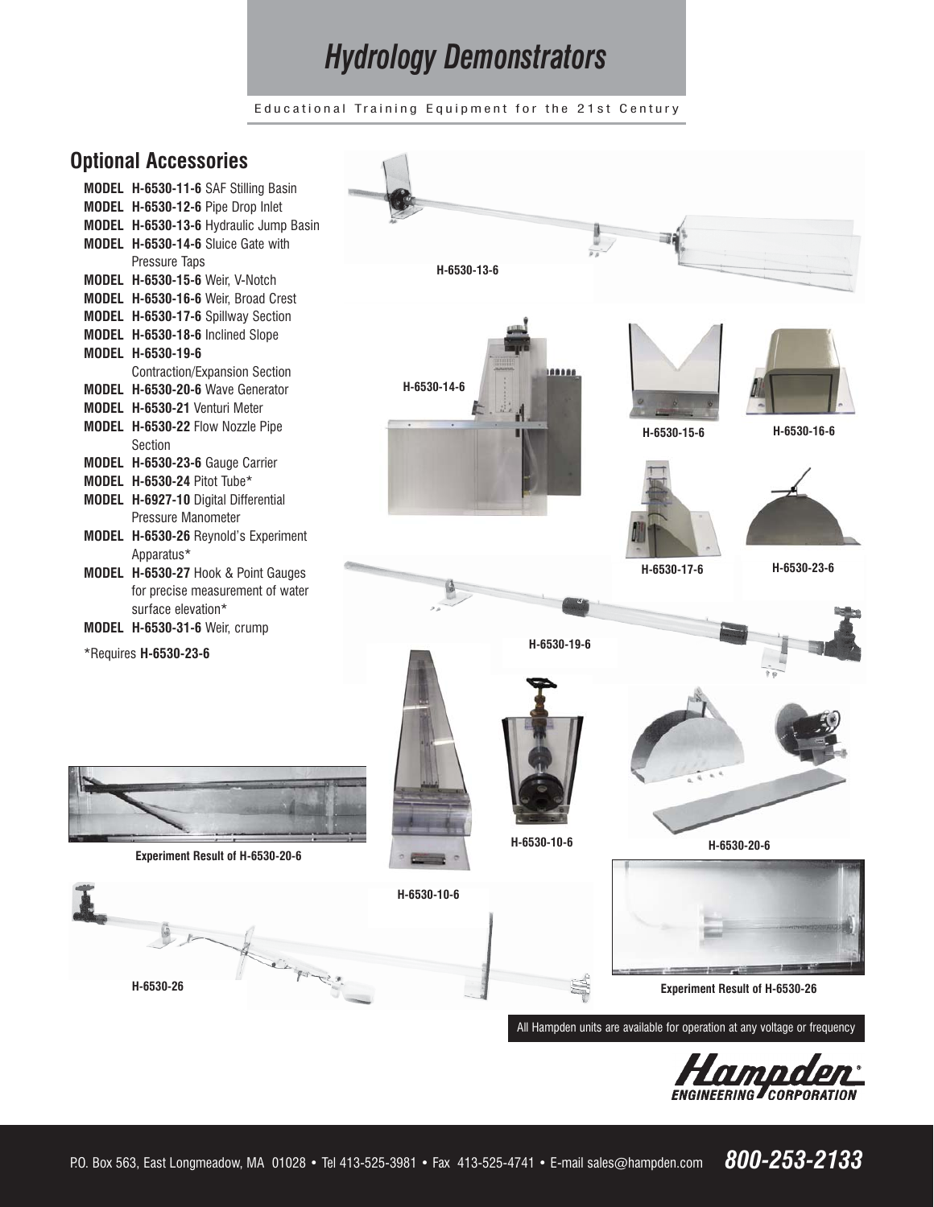# Hydrology Demonstrators

Educational Training Equipment for the 21st Century

## Optional Accessories

- **MODEL H-6530-11-6** SAF Stilling Basin
- **MODEL H-6530-12-6** Pipe Drop Inlet
- **MODEL H-6530-13-6** Hydraulic Jump Basin
- **MODEL H-6530-14-6** Sluice Gate with Pressure Taps
- **MODEL H-6530-15-6** Weir, V-Notch
- **MODEL H-6530-16-6** Weir, Broad Crest
- **MODEL H-6530-17-6** Spillway Section
- **MODEL H-6530-18-6** Inclined Slope
- **MODEL H-6530-19-6** Contraction/Expansion Section
- **MODEL H-6530-20-6** Wave Generator
- **MODEL H-6530-21** Venturi Meter
- **MODEL H-6530-22** Flow Nozzle Pipe Section
- **MODEL H-6530-23-6** Gauge Carrier
- **MODEL H-6530-24** Pitot Tube*
- **MODEL H-6927-10** Digital Differential Pressure Manometer
- **MODEL H-6530-26** Reynold's Experiment Apparatus*
- **MODEL H-6530-27** Hook & Point Gauges for precise measurement of water surface elevation*
- **MODEL H-6530-31-6** Weir, crump

*Requires **H-6530-23-6**

**H-6530-13-6**

**H-6530-14-6**

**H-6530-15-6**

**H-6530-16-6**

**H-6530-17-6**

**H-6530-23-6**

**H-6530-19-6**

**Experiment Result of H-6530-20-6**

**H-6530-10-6**

**H-6530-10-6**

**H-6530-20-6**

**H-6530-26**

**Experiment Result of H-6530-26**

All Hampden units are available for operation at any voltage or frequency

Hampden ENGINEERING CORPORATION

P.O. Box 563, East Longmeadow, MA 01028 • Tel 413-525-3981 • Fax 413-525-4741 • E-mail sales@hampden.com **800-253-2133**